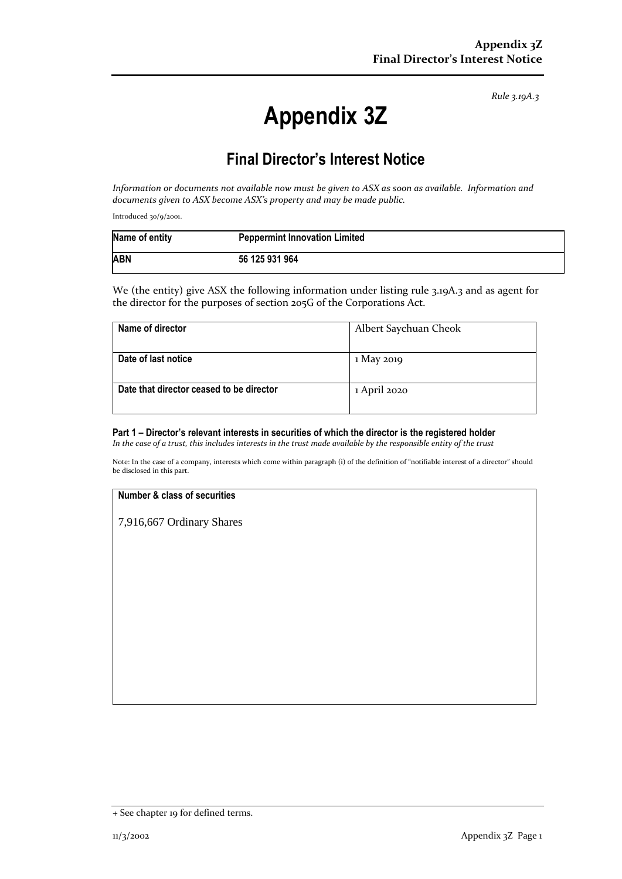*Rule 3.19A.3*

# Appendix 3Z

## Final Director's Interest Notice

*Information or documents not available now must be given to ASX as soon as available. Information and documents given to ASX become ASX's property and may be made public.*

Introduced 30/9/2001.

| **Name of entity** | **Peppermint Innovation Limited** |
|---|---|
| **ABN** | **56 125 931 964** |

We (the entity) give ASX the following information under listing rule 3.19A.3 and as agent for the director for the purposes of section 205G of the Corporations Act.

| **Name of director** | Albert Saychuan Cheok |
|---|---|
| **Date of last notice** | 1 May 2019 |
| **Date that director ceased to be director** | 1 April 2020 |

**Part 1 – Director's relevant interests in securities of which the director is the registered holder**
*In the case of a trust, this includes interests in the trust made available by the responsible entity of the trust*

Note: In the case of a company, interests which come within paragraph (i) of the definition of "notifiable interest of a director" should be disclosed in this part.

| **Number & class of securities** |
|---|
| 7,916,667 Ordinary Shares |

+ See chapter 19 for defined terms.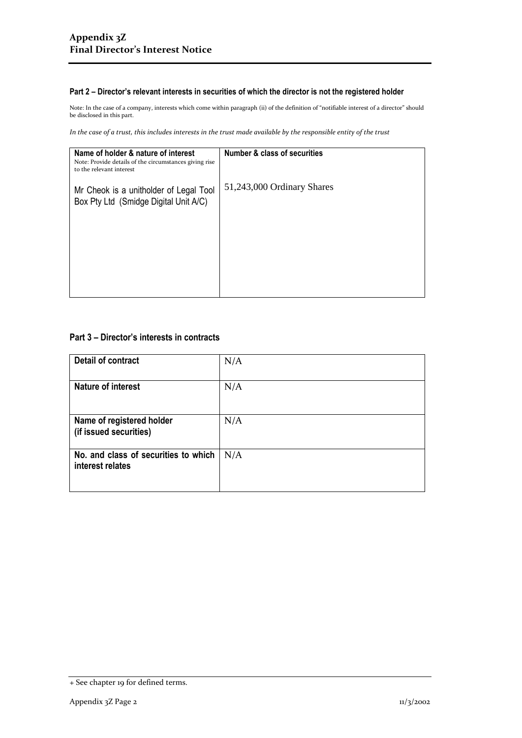## Part 2 – Director's relevant interests in securities of which the director is not the registered holder

Note: In the case of a company, interests which come within paragraph (ii) of the definition of "notifiable interest of a director" should be disclosed in this part.

*In the case of a trust, this includes interests in the trust made available by the responsible entity of the trust*

| **Name of holder & nature of interest**<br>Note: Provide details of the circumstances giving rise to the relevant interest | **Number & class of securities** |
| --- | --- |
| Mr Cheok is a unitholder of Legal Tool Box Pty Ltd (Smidge Digital Unit A/C) | 51,243,000 Ordinary Shares |

## Part 3 – Director's interests in contracts

| | |
| --- | --- |
| **Detail of contract** | N/A |
| **Nature of interest** | N/A |
| **Name of registered holder (if issued securities)** | N/A |
| **No. and class of securities to which interest relates** | N/A |

+ See chapter 19 for defined terms.